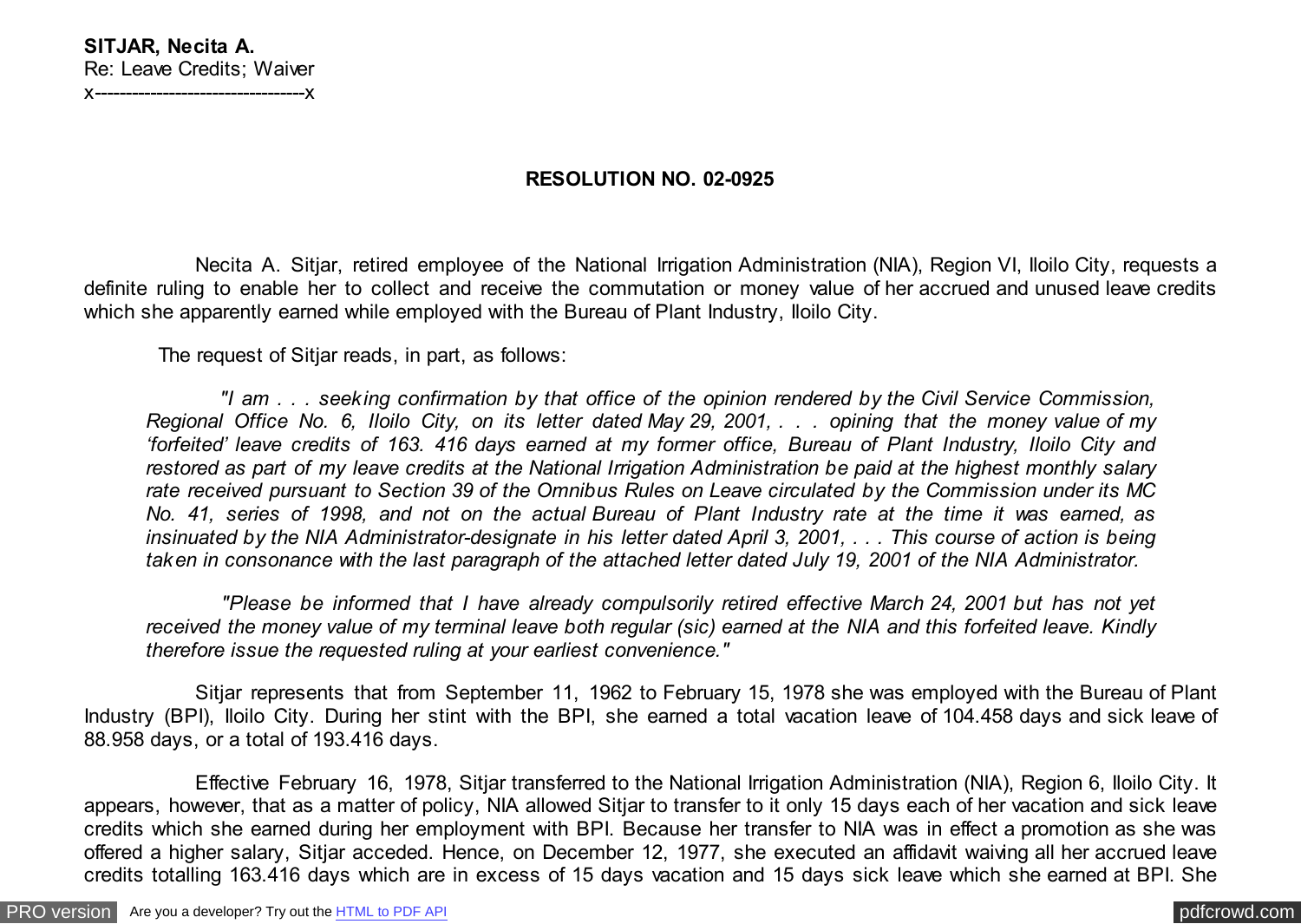**SITJAR, Necita A.**
Re: Leave Credits; Waiver
x----------------------------------x

## RESOLUTION NO. 02-0925

Necita A. Sitjar, retired employee of the National Irrigation Administration (NIA), Region VI, Iloilo City, requests a definite ruling to enable her to collect and receive the commutation or money value of her accrued and unused leave credits which she apparently earned while employed with the Bureau of Plant Industry, Iloilo City.

The request of Sitjar reads, in part, as follows:

> *"I am . . . seeking confirmation by that office of the opinion rendered by the Civil Service Commission, Regional Office No. 6, Iloilo City, on its letter dated May 29, 2001, . . . opining that the money value of my 'forfeited' leave credits of 163. 416 days earned at my former office, Bureau of Plant Industry, Iloilo City and restored as part of my leave credits at the National Irrigation Administration be paid at the highest monthly salary rate received pursuant to Section 39 of the Omnibus Rules on Leave circulated by the Commission under its MC No. 41, series of 1998, and not on the actual Bureau of Plant Industry rate at the time it was earned, as insinuated by the NIA Administrator-designate in his letter dated April 3, 2001, . . . This course of action is being taken in consonance with the last paragraph of the attached letter dated July 19, 2001 of the NIA Administrator.*
>
> *"Please be informed that I have already compulsorily retired effective March 24, 2001 but has not yet received the money value of my terminal leave both regular (sic) earned at the NIA and this forfeited leave. Kindly therefore issue the requested ruling at your earliest convenience."*

Sitjar represents that from September 11, 1962 to February 15, 1978 she was employed with the Bureau of Plant Industry (BPI), Iloilo City. During her stint with the BPI, she earned a total vacation leave of 104.458 days and sick leave of 88.958 days, or a total of 193.416 days.

Effective February 16, 1978, Sitjar transferred to the National Irrigation Administration (NIA), Region 6, Iloilo City. It appears, however, that as a matter of policy, NIA allowed Sitjar to transfer to it only 15 days each of her vacation and sick leave credits which she earned during her employment with BPI. Because her transfer to NIA was in effect a promotion as she was offered a higher salary, Sitjar acceded. Hence, on December 12, 1977, she executed an affidavit waiving all her accrued leave credits totalling 163.416 days which are in excess of 15 days vacation and 15 days sick leave which she earned at BPI. She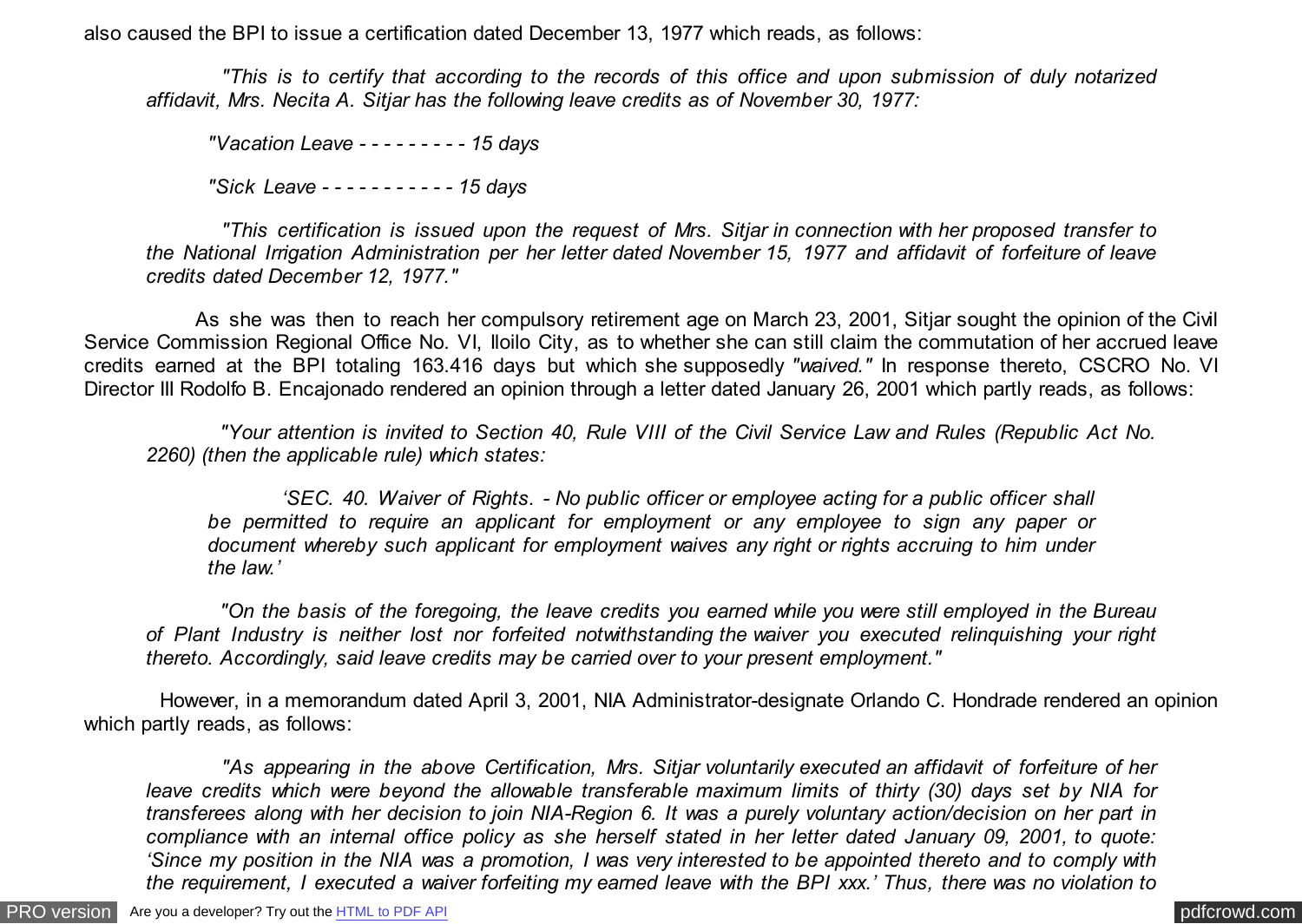also caused the BPI to issue a certification dated December 13, 1977 which reads, as follows:

> *"This is to certify that according to the records of this office and upon submission of duly notarized affidavit, Mrs. Necita A. Sitjar has the following leave credits as of November 30, 1977:*
>
> *"Vacation Leave - - - - - - - - - 15 days*
>
> *"Sick Leave - - - - - - - - - - - 15 days*
>
> *"This certification is issued upon the request of Mrs. Sitjar in connection with her proposed transfer to the National Irrigation Administration per her letter dated November 15, 1977 and affidavit of forfeiture of leave credits dated December 12, 1977."*

As she was then to reach her compulsory retirement age on March 23, 2001, Sitjar sought the opinion of the Civil Service Commission Regional Office No. VI, Iloilo City, as to whether she can still claim the commutation of her accrued leave credits earned at the BPI totaling 163.416 days but which she supposedly *"waived."* In response thereto, CSCRO No. VI Director III Rodolfo B. Encajonado rendered an opinion through a letter dated January 26, 2001 which partly reads, as follows:

> *"Your attention is invited to Section 40, Rule VIII of the Civil Service Law and Rules (Republic Act No. 2260) (then the applicable rule) which states:*
>
> > *'SEC. 40. Waiver of Rights. - No public officer or employee acting for a public officer shall be permitted to require an applicant for employment or any employee to sign any paper or document whereby such applicant for employment waives any right or rights accruing to him under the law.'*
>
> *"On the basis of the foregoing, the leave credits you earned while you were still employed in the Bureau of Plant Industry is neither lost nor forfeited notwithstanding the waiver you executed relinquishing your right thereto. Accordingly, said leave credits may be carried over to your present employment."*

However, in a memorandum dated April 3, 2001, NIA Administrator-designate Orlando C. Hondrade rendered an opinion which partly reads, as follows:

> *"As appearing in the above Certification, Mrs. Sitjar voluntarily executed an affidavit of forfeiture of her leave credits which were beyond the allowable transferable maximum limits of thirty (30) days set by NIA for transferees along with her decision to join NIA-Region 6. It was a purely voluntary action/decision on her part in compliance with an internal office policy as she herself stated in her letter dated January 09, 2001, to quote: 'Since my position in the NIA was a promotion, I was very interested to be appointed thereto and to comply with the requirement, I executed a waiver forfeiting my earned leave with the BPI xxx.' Thus, there was no violation to*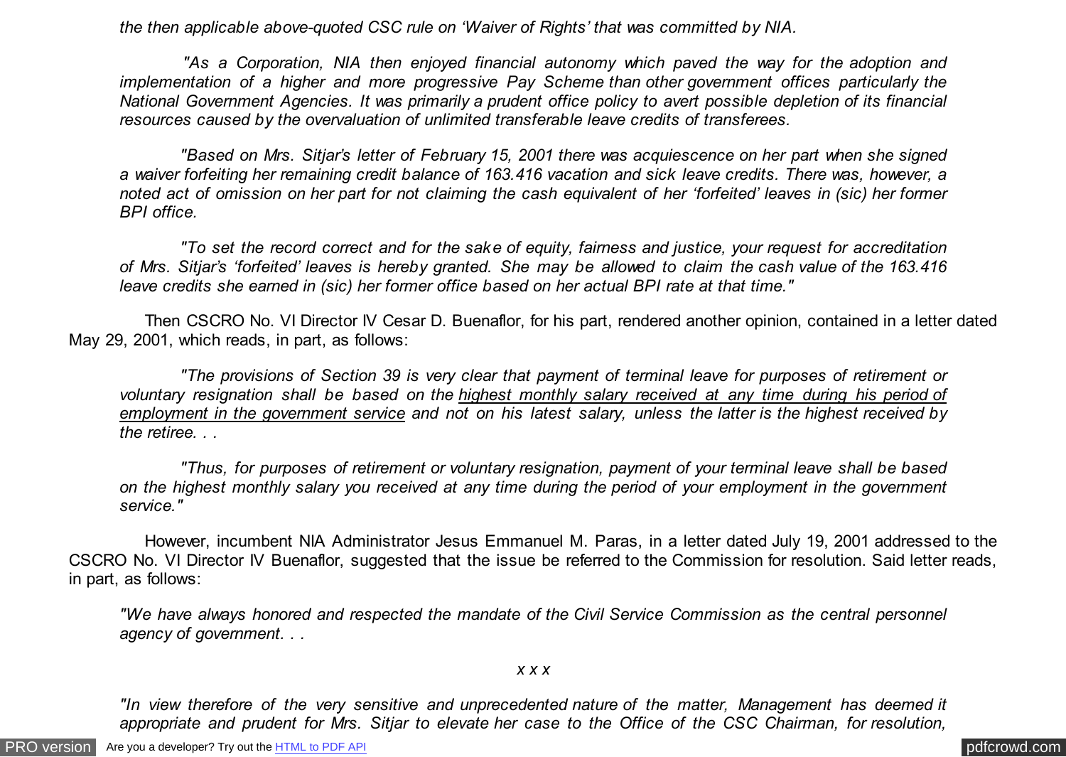*the then applicable above-quoted CSC rule on 'Waiver of Rights' that was committed by NIA.*

> *"As a Corporation, NIA then enjoyed financial autonomy which paved the way for the adoption and implementation of a higher and more progressive Pay Scheme than other government offices particularly the National Government Agencies. It was primarily a prudent office policy to avert possible depletion of its financial resources caused by the overvaluation of unlimited transferable leave credits of transferees.*
>
> *"Based on Mrs. Sitjar's letter of February 15, 2001 there was acquiescence on her part when she signed a waiver forfeiting her remaining credit balance of 163.416 vacation and sick leave credits. There was, however, a noted act of omission on her part for not claiming the cash equivalent of her 'forfeited' leaves in (sic) her former BPI office.*
>
> *"To set the record correct and for the sake of equity, fairness and justice, your request for accreditation of Mrs. Sitjar's 'forfeited' leaves is hereby granted. She may be allowed to claim the cash value of the 163.416 leave credits she earned in (sic) her former office based on her actual BPI rate at that time."*

Then CSCRO No. VI Director IV Cesar D. Buenaflor, for his part, rendered another opinion, contained in a letter dated May 29, 2001, which reads, in part, as follows:

> *"The provisions of Section 39 is very clear that payment of terminal leave for purposes of retirement or voluntary resignation shall be based on the <u>highest monthly salary received at any time during his period of employment in the government service</u> and not on his latest salary, unless the latter is the highest received by the retiree. . .*
>
> *"Thus, for purposes of retirement or voluntary resignation, payment of your terminal leave shall be based on the highest monthly salary you received at any time during the period of your employment in the government service."*

However, incumbent NIA Administrator Jesus Emmanuel M. Paras, in a letter dated July 19, 2001 addressed to the CSCRO No. VI Director IV Buenaflor, suggested that the issue be referred to the Commission for resolution. Said letter reads, in part, as follows:

> *"We have always honored and respected the mandate of the Civil Service Commission as the central personnel agency of government. . .*
>
> *x x x*
>
> *"In view therefore of the very sensitive and unprecedented nature of the matter, Management has deemed it appropriate and prudent for Mrs. Sitjar to elevate her case to the Office of the CSC Chairman, for resolution,*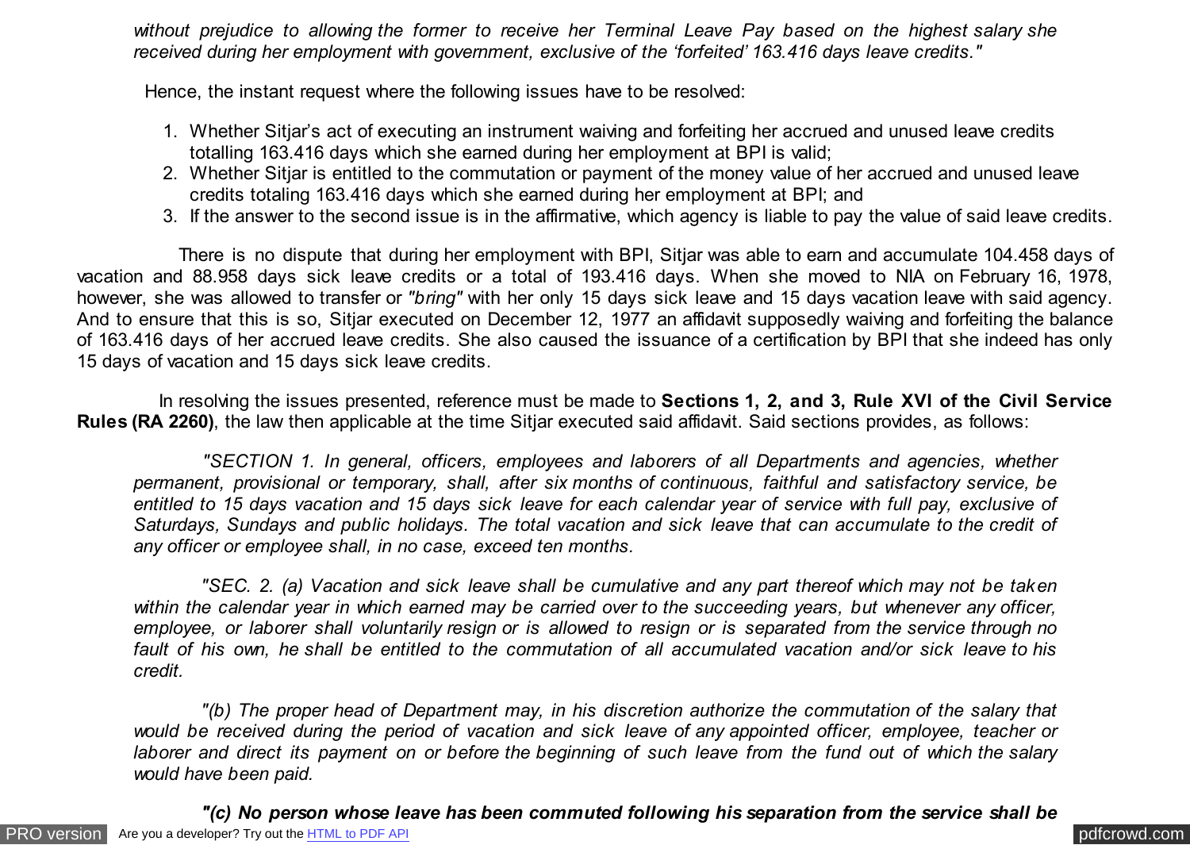*without prejudice to allowing the former to receive her Terminal Leave Pay based on the highest salary she received during her employment with government, exclusive of the 'forfeited' 163.416 days leave credits."*

Hence, the instant request where the following issues have to be resolved:

1. Whether Sitjar's act of executing an instrument waiving and forfeiting her accrued and unused leave credits totalling 163.416 days which she earned during her employment at BPI is valid;
2. Whether Sitjar is entitled to the commutation or payment of the money value of her accrued and unused leave credits totaling 163.416 days which she earned during her employment at BPI; and
3. If the answer to the second issue is in the affirmative, which agency is liable to pay the value of said leave credits.

There is no dispute that during her employment with BPI, Sitjar was able to earn and accumulate 104.458 days of vacation and 88.958 days sick leave credits or a total of 193.416 days. When she moved to NIA on February 16, 1978, however, she was allowed to transfer or *"bring"* with her only 15 days sick leave and 15 days vacation leave with said agency. And to ensure that this is so, Sitjar executed on December 12, 1977 an affidavit supposedly waiving and forfeiting the balance of 163.416 days of her accrued leave credits. She also caused the issuance of a certification by BPI that she indeed has only 15 days of vacation and 15 days sick leave credits.

In resolving the issues presented, reference must be made to **Sections 1, 2, and 3, Rule XVI of the Civil Service Rules (RA 2260)**, the law then applicable at the time Sitjar executed said affidavit. Said sections provides, as follows:

*"SECTION 1. In general, officers, employees and laborers of all Departments and agencies, whether permanent, provisional or temporary, shall, after six months of continuous, faithful and satisfactory service, be entitled to 15 days vacation and 15 days sick leave for each calendar year of service with full pay, exclusive of Saturdays, Sundays and public holidays. The total vacation and sick leave that can accumulate to the credit of any officer or employee shall, in no case, exceed ten months.*

*"SEC. 2. (a) Vacation and sick leave shall be cumulative and any part thereof which may not be taken within the calendar year in which earned may be carried over to the succeeding years, but whenever any officer, employee, or laborer shall voluntarily resign or is allowed to resign or is separated from the service through no fault of his own, he shall be entitled to the commutation of all accumulated vacation and/or sick leave to his credit.*

*"(b) The proper head of Department may, in his discretion authorize the commutation of the salary that would be received during the period of vacation and sick leave of any appointed officer, employee, teacher or laborer and direct its payment on or before the beginning of such leave from the fund out of which the salary would have been paid.*

***"(c) No person whose leave has been commuted following his separation from the service shall be***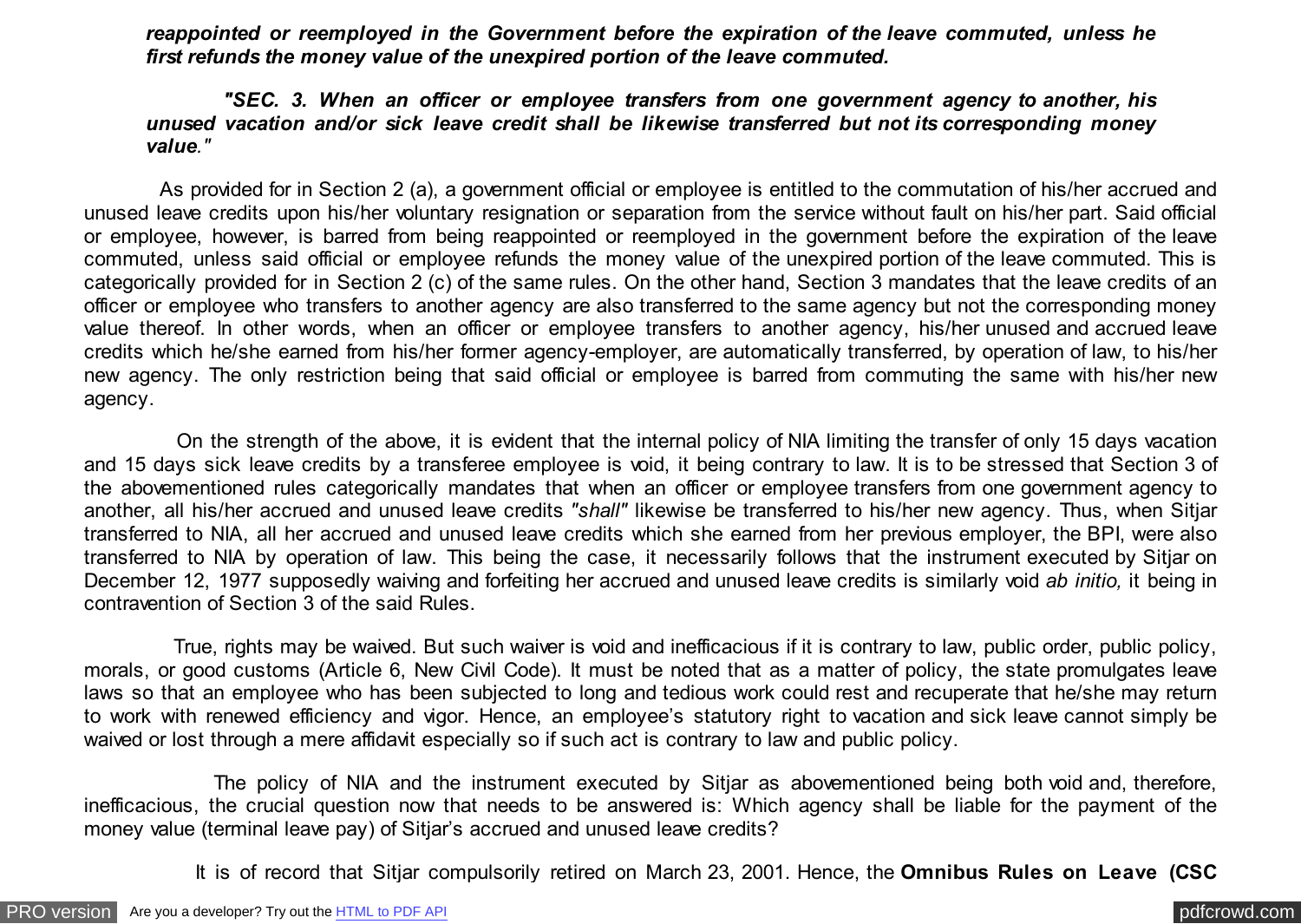***reappointed or reemployed in the Government before the expiration of the leave commuted, unless he first refunds the money value of the unexpired portion of the leave commuted.***

***"SEC. 3. When an officer or employee transfers from one government agency to another, his unused vacation and/or sick leave credit shall be likewise transferred but not its corresponding money value."***

As provided for in Section 2 (a), a government official or employee is entitled to the commutation of his/her accrued and unused leave credits upon his/her voluntary resignation or separation from the service without fault on his/her part. Said official or employee, however, is barred from being reappointed or reemployed in the government before the expiration of the leave commuted, unless said official or employee refunds the money value of the unexpired portion of the leave commuted. This is categorically provided for in Section 2 (c) of the same rules. On the other hand, Section 3 mandates that the leave credits of an officer or employee who transfers to another agency are also transferred to the same agency but not the corresponding money value thereof. In other words, when an officer or employee transfers to another agency, his/her unused and accrued leave credits which he/she earned from his/her former agency-employer, are automatically transferred, by operation of law, to his/her new agency. The only restriction being that said official or employee is barred from commuting the same with his/her new agency.

On the strength of the above, it is evident that the internal policy of NIA limiting the transfer of only 15 days vacation and 15 days sick leave credits by a transferee employee is void, it being contrary to law. It is to be stressed that Section 3 of the abovementioned rules categorically mandates that when an officer or employee transfers from one government agency to another, all his/her accrued and unused leave credits *"shall"* likewise be transferred to his/her new agency. Thus, when Sitjar transferred to NIA, all her accrued and unused leave credits which she earned from her previous employer, the BPI, were also transferred to NIA by operation of law. This being the case, it necessarily follows that the instrument executed by Sitjar on December 12, 1977 supposedly waiving and forfeiting her accrued and unused leave credits is similarly void *ab initio,* it being in contravention of Section 3 of the said Rules.

True, rights may be waived. But such waiver is void and inefficacious if it is contrary to law, public order, public policy, morals, or good customs (Article 6, New Civil Code). It must be noted that as a matter of policy, the state promulgates leave laws so that an employee who has been subjected to long and tedious work could rest and recuperate that he/she may return to work with renewed efficiency and vigor. Hence, an employee's statutory right to vacation and sick leave cannot simply be waived or lost through a mere affidavit especially so if such act is contrary to law and public policy.

The policy of NIA and the instrument executed by Sitjar as abovementioned being both void and, therefore, inefficacious, the crucial question now that needs to be answered is: Which agency shall be liable for the payment of the money value (terminal leave pay) of Sitjar's accrued and unused leave credits?

It is of record that Sitjar compulsorily retired on March 23, 2001. Hence, the **Omnibus Rules on Leave (CSC**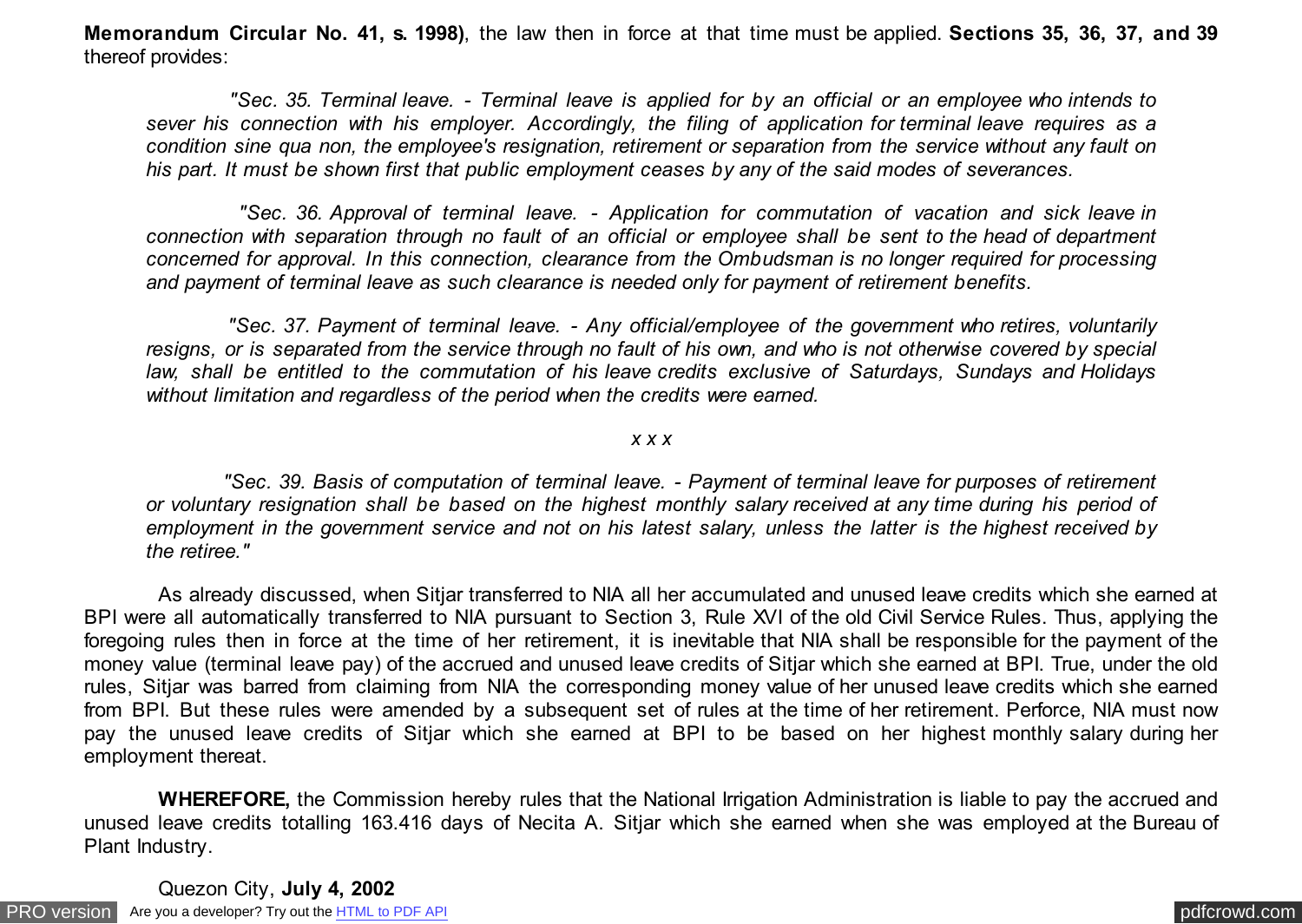**Memorandum Circular No. 41, s. 1998)**, the law then in force at that time must be applied. **Sections 35, 36, 37, and 39** thereof provides:

> *"Sec. 35. Terminal leave. - Terminal leave is applied for by an official or an employee who intends to sever his connection with his employer. Accordingly, the filing of application for terminal leave requires as a condition sine qua non, the employee's resignation, retirement or separation from the service without any fault on his part. It must be shown first that public employment ceases by any of the said modes of severances.*
>
> *"Sec. 36. Approval of terminal leave. - Application for commutation of vacation and sick leave in connection with separation through no fault of an official or employee shall be sent to the head of department concerned for approval. In this connection, clearance from the Ombudsman is no longer required for processing and payment of terminal leave as such clearance is needed only for payment of retirement benefits.*
>
> *"Sec. 37. Payment of terminal leave. - Any official/employee of the government who retires, voluntarily resigns, or is separated from the service through no fault of his own, and who is not otherwise covered by special law, shall be entitled to the commutation of his leave credits exclusive of Saturdays, Sundays and Holidays without limitation and regardless of the period when the credits were earned.*
>
> *x x x*
>
> *"Sec. 39. Basis of computation of terminal leave. - Payment of terminal leave for purposes of retirement or voluntary resignation shall be based on the highest monthly salary received at any time during his period of employment in the government service and not on his latest salary, unless the latter is the highest received by the retiree."*

As already discussed, when Sitjar transferred to NIA all her accumulated and unused leave credits which she earned at BPI were all automatically transferred to NIA pursuant to Section 3, Rule XVI of the old Civil Service Rules. Thus, applying the foregoing rules then in force at the time of her retirement, it is inevitable that NIA shall be responsible for the payment of the money value (terminal leave pay) of the accrued and unused leave credits of Sitjar which she earned at BPI. True, under the old rules, Sitjar was barred from claiming from NIA the corresponding money value of her unused leave credits which she earned from BPI. But these rules were amended by a subsequent set of rules at the time of her retirement. Perforce, NIA must now pay the unused leave credits of Sitjar which she earned at BPI to be based on her highest monthly salary during her employment thereat.

**WHEREFORE,** the Commission hereby rules that the National Irrigation Administration is liable to pay the accrued and unused leave credits totalling 163.416 days of Necita A. Sitjar which she earned when she was employed at the Bureau of Plant Industry.

Quezon City, **July 4, 2002**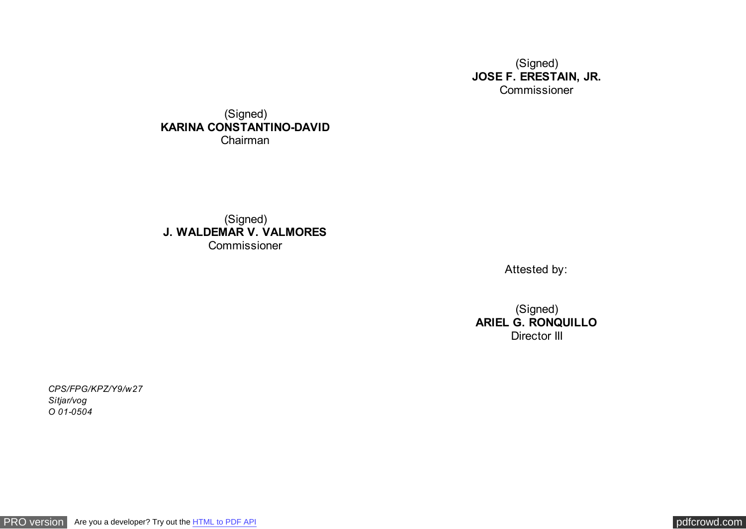(Signed)
**JOSE F. ERESTAIN, JR.**
Commissioner

(Signed)
**KARINA CONSTANTINO-DAVID**
Chairman

(Signed)
**J. WALDEMAR V. VALMORES**
Commissioner

Attested by:

(Signed)
**ARIEL G. RONQUILLO**
Director III

*CPS/FPG/KPZ/Y9/w27*
*Sitjar/vog*
*O 01-0504*